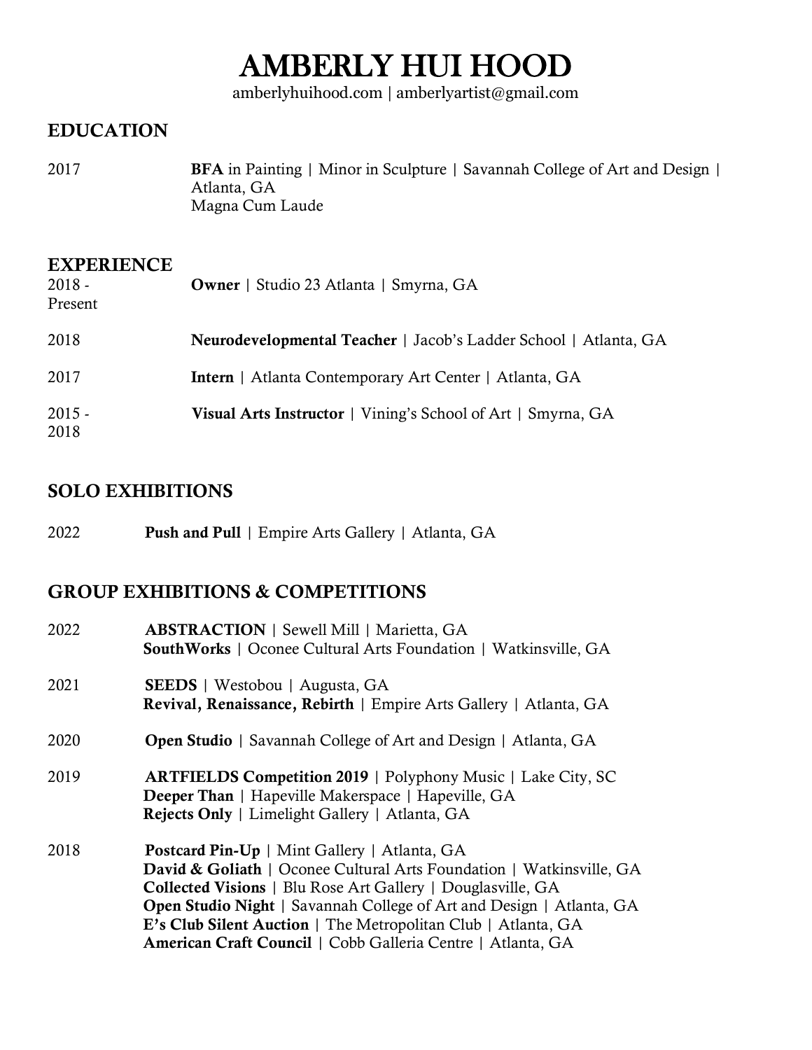# AMBERLY HUI HOOD

amberlyhuihood.com | amberlyartist@gmail.com

## EDUCATION

2017 **BFA** in Painting | Minor in Sculpture | Savannah College of Art and Design | Atlanta, GA
Magna Cum Laude

## EXPERIENCE

2018 - Present **Owner** | Studio 23 Atlanta | Smyrna, GA

2018 **Neurodevelopmental Teacher** | Jacob's Ladder School | Atlanta, GA

2017 **Intern** | Atlanta Contemporary Art Center | Atlanta, GA

2015 - 2018 **Visual Arts Instructor** | Vining's School of Art | Smyrna, GA

## SOLO EXHIBITIONS

2022 **Push and Pull** | Empire Arts Gallery | Atlanta, GA

## GROUP EXHIBITIONS & COMPETITIONS

2022 **ABSTRACTION** | Sewell Mill | Marietta, GA
**SouthWorks** | Oconee Cultural Arts Foundation | Watkinsville, GA

2021 **SEEDS** | Westobou | Augusta, GA
**Revival, Renaissance, Rebirth** | Empire Arts Gallery | Atlanta, GA

2020 **Open Studio** | Savannah College of Art and Design | Atlanta, GA

2019 **ARTFIELDS Competition 2019** | Polyphony Music | Lake City, SC
**Deeper Than** | Hapeville Makerspace | Hapeville, GA
**Rejects Only** | Limelight Gallery | Atlanta, GA

2018 **Postcard Pin-Up** | Mint Gallery | Atlanta, GA
**David & Goliath** | Oconee Cultural Arts Foundation | Watkinsville, GA
**Collected Visions** | Blu Rose Art Gallery | Douglasville, GA
**Open Studio Night** | Savannah College of Art and Design | Atlanta, GA
**E's Club Silent Auction** | The Metropolitan Club | Atlanta, GA
**American Craft Council** | Cobb Galleria Centre | Atlanta, GA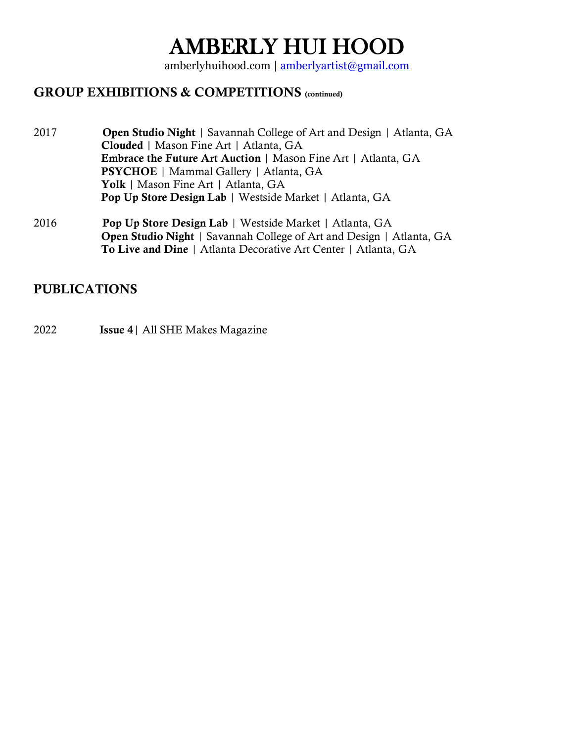# AMBERLY HUI HOOD

amberlyhuihood.com | amberlyartist@gmail.com

## GROUP EXHIBITIONS & COMPETITIONS (continued)

2017 **Open Studio Night** | Savannah College of Art and Design | Atlanta, GA
**Clouded** | Mason Fine Art | Atlanta, GA
**Embrace the Future Art Auction** | Mason Fine Art | Atlanta, GA
**PSYCHOE** | Mammal Gallery | Atlanta, GA
**Yolk** | Mason Fine Art | Atlanta, GA
**Pop Up Store Design Lab** | Westside Market | Atlanta, GA

2016 **Pop Up Store Design Lab** | Westside Market | Atlanta, GA
**Open Studio Night** | Savannah College of Art and Design | Atlanta, GA
**To Live and Dine** | Atlanta Decorative Art Center | Atlanta, GA

## PUBLICATIONS

2022 **Issue 4** | All SHE Makes Magazine